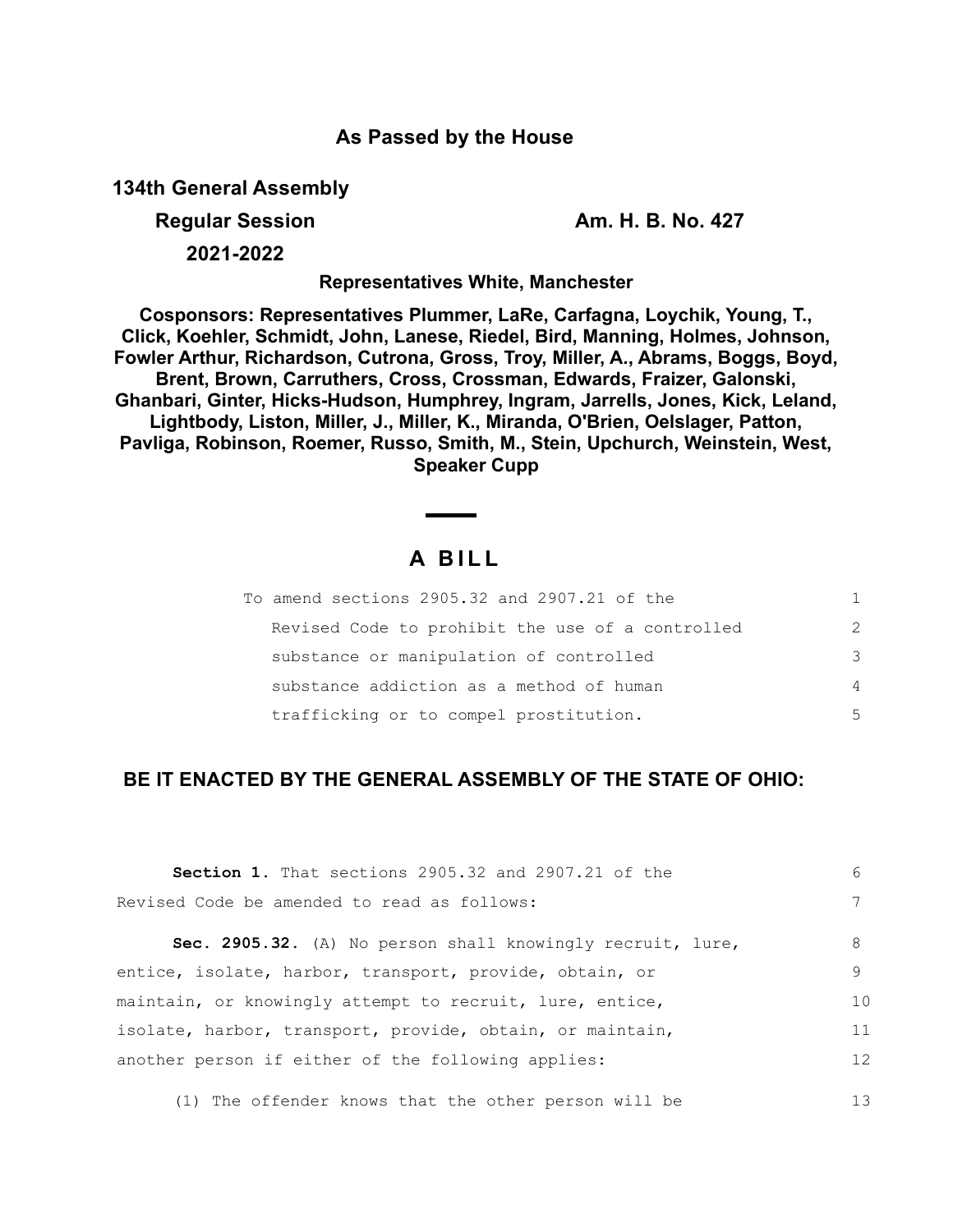## As Passed by the House

**134th General Assembly**

**Regular Session** **Am. H. B. No. 427**

**2021-2022**

**Representatives White, Manchester**

**Cosponsors: Representatives Plummer, LaRe, Carfagna, Loychik, Young, T., Click, Koehler, Schmidt, John, Lanese, Riedel, Bird, Manning, Holmes, Johnson, Fowler Arthur, Richardson, Cutrona, Gross, Troy, Miller, A., Abrams, Boggs, Boyd, Brent, Brown, Carruthers, Cross, Crossman, Edwards, Fraizer, Galonski, Ghanbari, Ginter, Hicks-Hudson, Humphrey, Ingram, Jarrells, Jones, Kick, Leland, Lightbody, Liston, Miller, J., Miller, K., Miranda, O'Brien, Oelslager, Patton, Pavliga, Robinson, Roemer, Russo, Smith, M., Stein, Upchurch, Weinstein, West, Speaker Cupp**

# A BILL

To amend sections 2905.32 and 2907.21 of the Revised Code to prohibit the use of a controlled substance or manipulation of controlled substance addiction as a method of human trafficking or to compel prostitution.

**BE IT ENACTED BY THE GENERAL ASSEMBLY OF THE STATE OF OHIO:**

**Section 1.** That sections 2905.32 and 2907.21 of the Revised Code be amended to read as follows:

**Sec. 2905.32.** (A) No person shall knowingly recruit, lure, entice, isolate, harbor, transport, provide, obtain, or maintain, or knowingly attempt to recruit, lure, entice, isolate, harbor, transport, provide, obtain, or maintain, another person if either of the following applies:

(1) The offender knows that the other person will be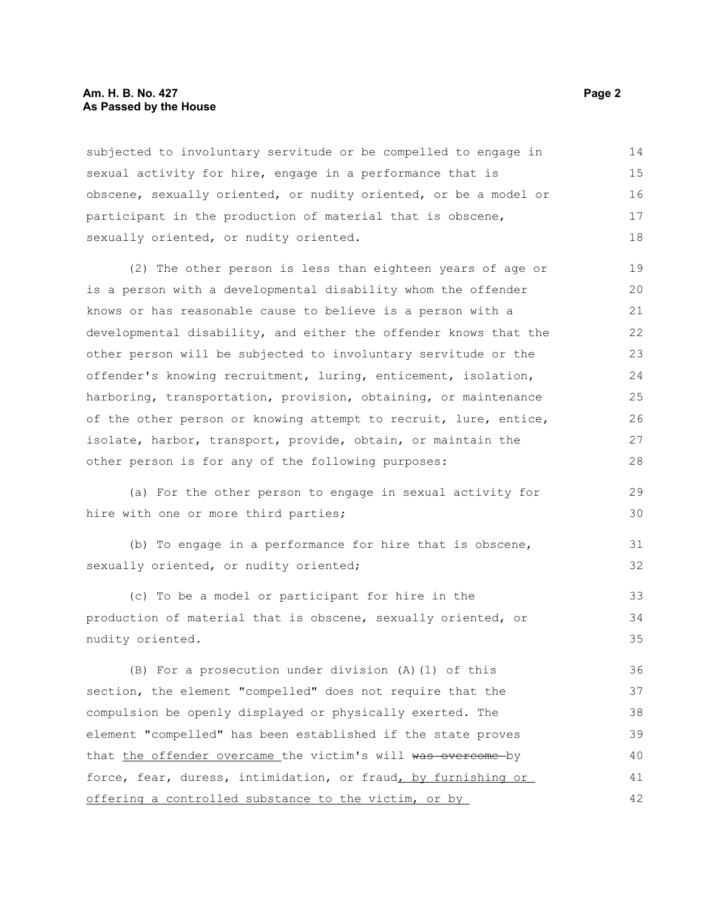subjected to involuntary servitude or be compelled to engage in sexual activity for hire, engage in a performance that is obscene, sexually oriented, or nudity oriented, or be a model or participant in the production of material that is obscene, sexually oriented, or nudity oriented.

(2) The other person is less than eighteen years of age or is a person with a developmental disability whom the offender knows or has reasonable cause to believe is a person with a developmental disability, and either the offender knows that the other person will be subjected to involuntary servitude or the offender's knowing recruitment, luring, enticement, isolation, harboring, transportation, provision, obtaining, or maintenance of the other person or knowing attempt to recruit, lure, entice, isolate, harbor, transport, provide, obtain, or maintain the other person is for any of the following purposes:

(a) For the other person to engage in sexual activity for hire with one or more third parties;

(b) To engage in a performance for hire that is obscene, sexually oriented, or nudity oriented;

(c) To be a model or participant for hire in the production of material that is obscene, sexually oriented, or nudity oriented.

(B) For a prosecution under division (A)(1) of this section, the element "compelled" does not require that the compulsion be openly displayed or physically exerted. The element "compelled" has been established if the state proves that <u>the offender overcame</u> the victim's will ~~was overcome~~ by force, fear, duress, intimidation, or fraud<u>, by furnishing or offering a controlled substance to the victim, or by</u>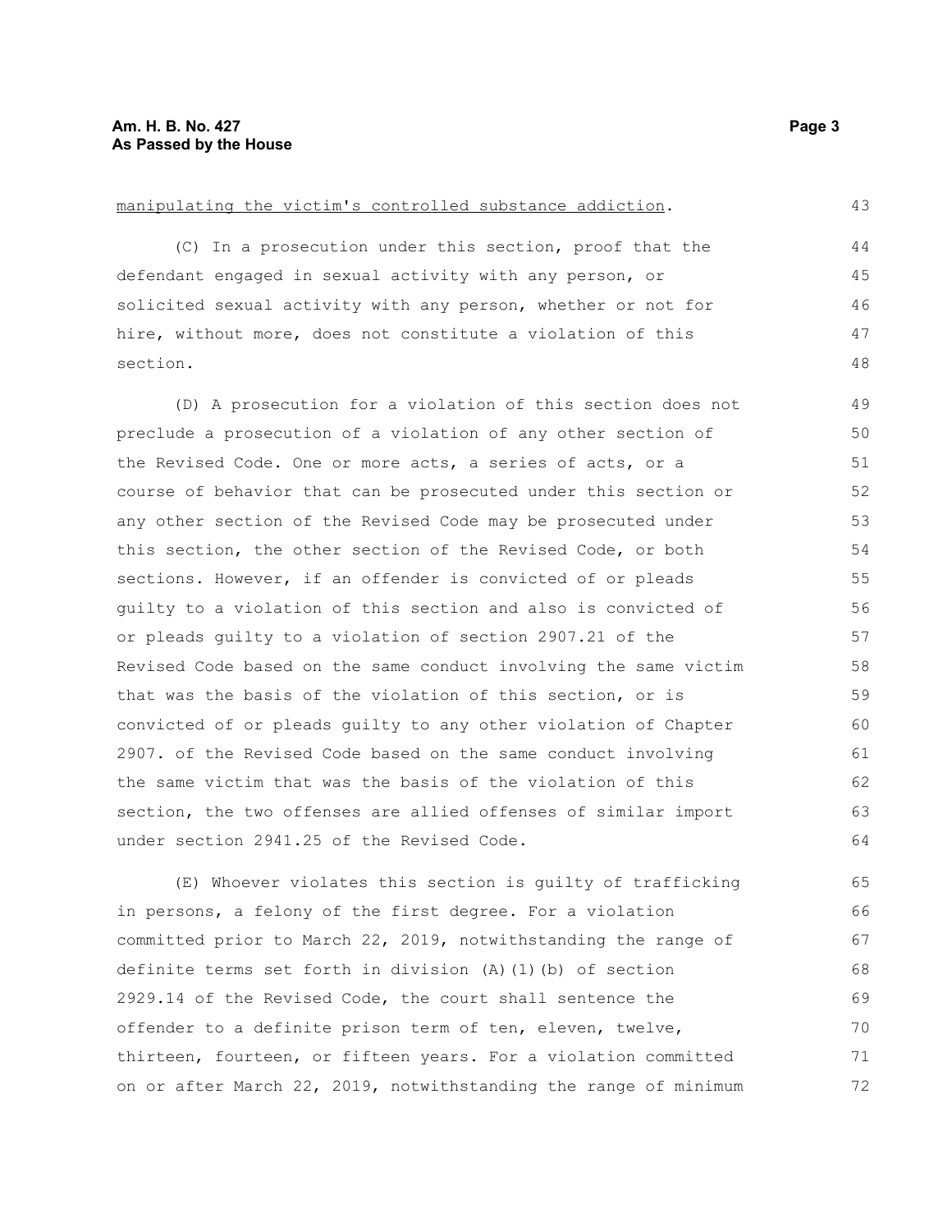manipulating the victim's controlled substance addiction.

(C) In a prosecution under this section, proof that the defendant engaged in sexual activity with any person, or solicited sexual activity with any person, whether or not for hire, without more, does not constitute a violation of this section.

(D) A prosecution for a violation of this section does not preclude a prosecution of a violation of any other section of the Revised Code. One or more acts, a series of acts, or a course of behavior that can be prosecuted under this section or any other section of the Revised Code may be prosecuted under this section, the other section of the Revised Code, or both sections. However, if an offender is convicted of or pleads guilty to a violation of this section and also is convicted of or pleads guilty to a violation of section 2907.21 of the Revised Code based on the same conduct involving the same victim that was the basis of the violation of this section, or is convicted of or pleads guilty to any other violation of Chapter 2907. of the Revised Code based on the same conduct involving the same victim that was the basis of the violation of this section, the two offenses are allied offenses of similar import under section 2941.25 of the Revised Code.

(E) Whoever violates this section is guilty of trafficking in persons, a felony of the first degree. For a violation committed prior to March 22, 2019, notwithstanding the range of definite terms set forth in division (A)(1)(b) of section 2929.14 of the Revised Code, the court shall sentence the offender to a definite prison term of ten, eleven, twelve, thirteen, fourteen, or fifteen years. For a violation committed on or after March 22, 2019, notwithstanding the range of minimum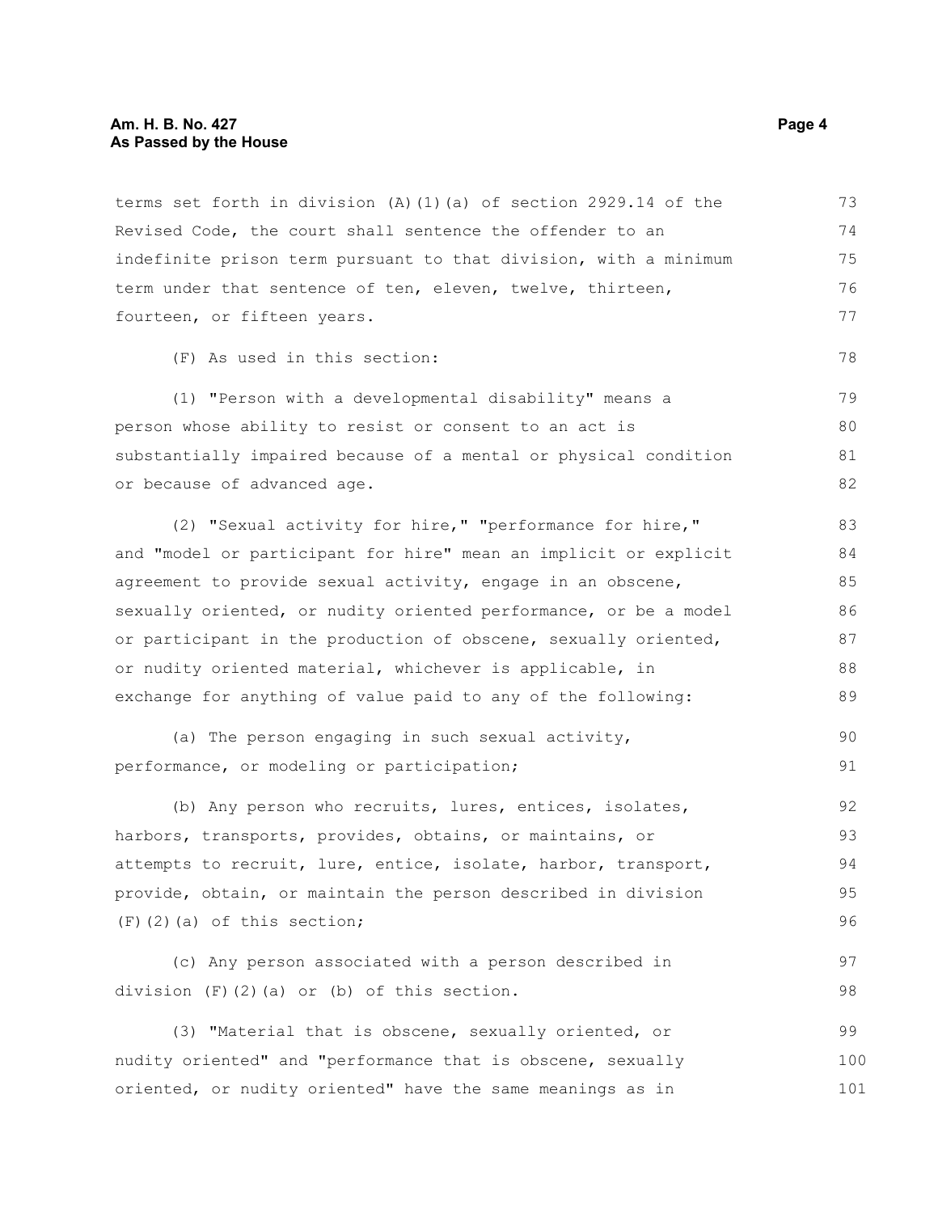terms set forth in division (A)(1)(a) of section 2929.14 of the Revised Code, the court shall sentence the offender to an indefinite prison term pursuant to that division, with a minimum term under that sentence of ten, eleven, twelve, thirteen, fourteen, or fifteen years.

(F) As used in this section:

(1) "Person with a developmental disability" means a person whose ability to resist or consent to an act is substantially impaired because of a mental or physical condition or because of advanced age.

(2) "Sexual activity for hire," "performance for hire," and "model or participant for hire" mean an implicit or explicit agreement to provide sexual activity, engage in an obscene, sexually oriented, or nudity oriented performance, or be a model or participant in the production of obscene, sexually oriented, or nudity oriented material, whichever is applicable, in exchange for anything of value paid to any of the following:

(a) The person engaging in such sexual activity, performance, or modeling or participation;

(b) Any person who recruits, lures, entices, isolates, harbors, transports, provides, obtains, or maintains, or attempts to recruit, lure, entice, isolate, harbor, transport, provide, obtain, or maintain the person described in division (F)(2)(a) of this section;

(c) Any person associated with a person described in division (F)(2)(a) or (b) of this section.

(3) "Material that is obscene, sexually oriented, or nudity oriented" and "performance that is obscene, sexually oriented, or nudity oriented" have the same meanings as in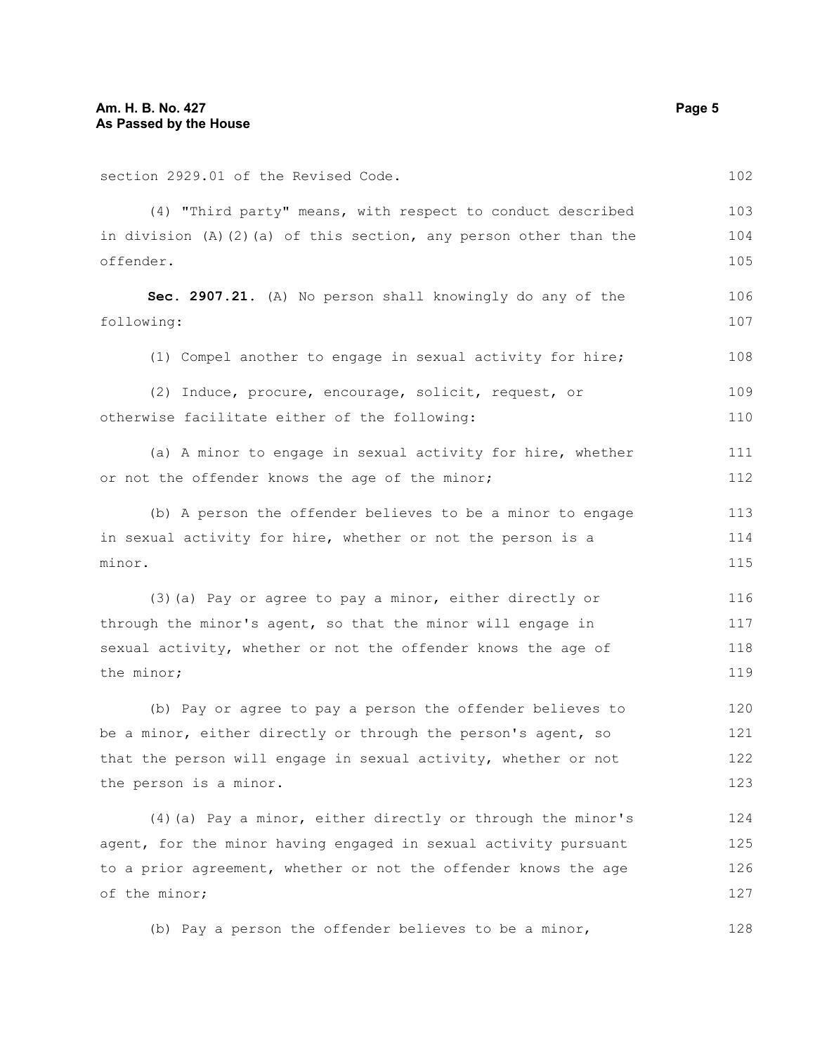section 2929.01 of the Revised Code.

(4) "Third party" means, with respect to conduct described in division (A)(2)(a) of this section, any person other than the offender.

**Sec. 2907.21.** (A) No person shall knowingly do any of the following:

(1) Compel another to engage in sexual activity for hire;

(2) Induce, procure, encourage, solicit, request, or otherwise facilitate either of the following:

(a) A minor to engage in sexual activity for hire, whether or not the offender knows the age of the minor;

(b) A person the offender believes to be a minor to engage in sexual activity for hire, whether or not the person is a minor.

(3)(a) Pay or agree to pay a minor, either directly or through the minor's agent, so that the minor will engage in sexual activity, whether or not the offender knows the age of the minor;

(b) Pay or agree to pay a person the offender believes to be a minor, either directly or through the person's agent, so that the person will engage in sexual activity, whether or not the person is a minor.

(4)(a) Pay a minor, either directly or through the minor's agent, for the minor having engaged in sexual activity pursuant to a prior agreement, whether or not the offender knows the age of the minor;

(b) Pay a person the offender believes to be a minor,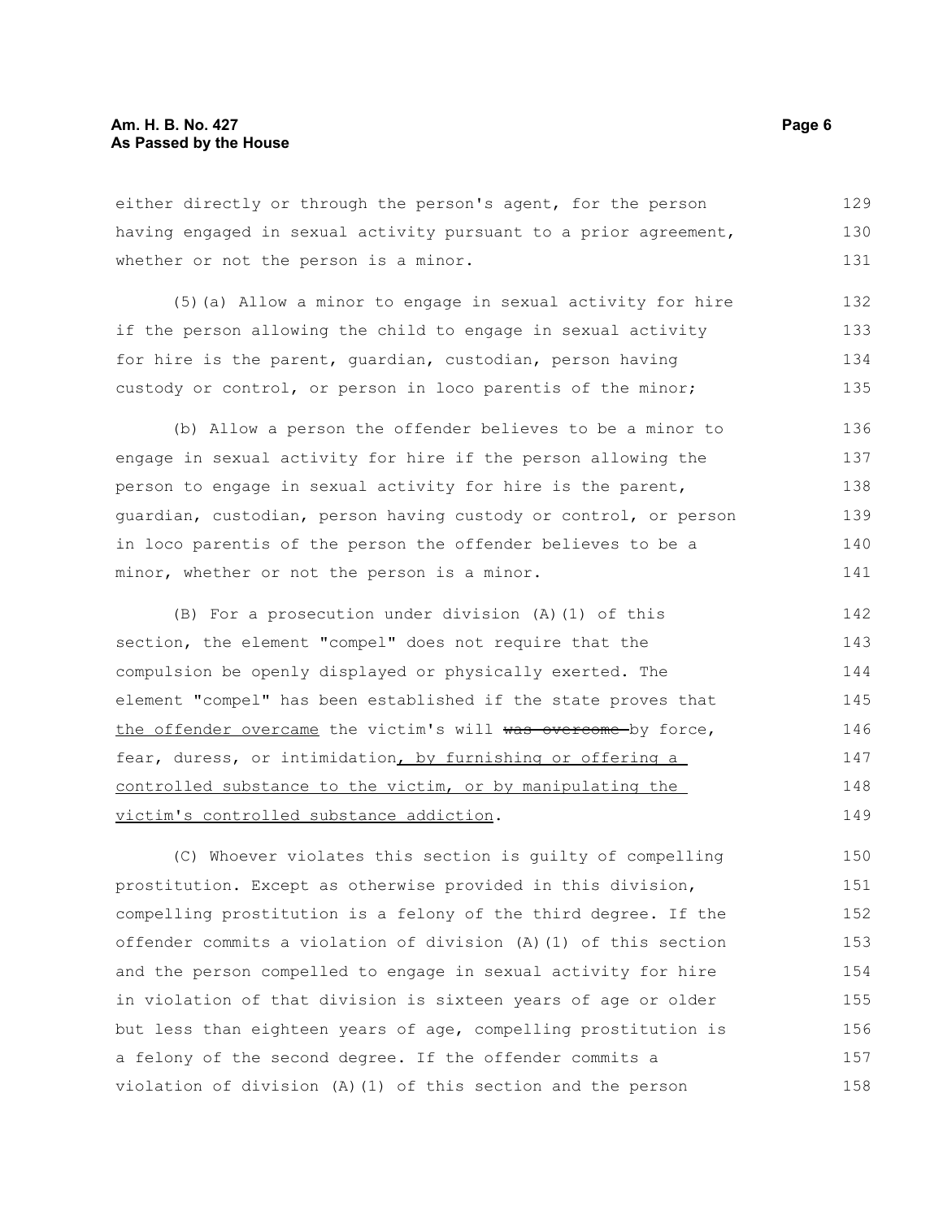either directly or through the person's agent, for the person having engaged in sexual activity pursuant to a prior agreement, whether or not the person is a minor.

(5)(a) Allow a minor to engage in sexual activity for hire if the person allowing the child to engage in sexual activity for hire is the parent, guardian, custodian, person having custody or control, or person in loco parentis of the minor;

(b) Allow a person the offender believes to be a minor to engage in sexual activity for hire if the person allowing the person to engage in sexual activity for hire is the parent, guardian, custodian, person having custody or control, or person in loco parentis of the person the offender believes to be a minor, whether or not the person is a minor.

(B) For a prosecution under division (A)(1) of this section, the element "compel" does not require that the compulsion be openly displayed or physically exerted. The element "compel" has been established if the state proves that <u>the offender overcame</u> the victim's will ~~was overcome~~ by force, fear, duress, or intimidation<u>, by furnishing or offering a controlled substance to the victim, or by manipulating the victim's controlled substance addiction</u>.

(C) Whoever violates this section is guilty of compelling prostitution. Except as otherwise provided in this division, compelling prostitution is a felony of the third degree. If the offender commits a violation of division (A)(1) of this section and the person compelled to engage in sexual activity for hire in violation of that division is sixteen years of age or older but less than eighteen years of age, compelling prostitution is a felony of the second degree. If the offender commits a violation of division (A)(1) of this section and the person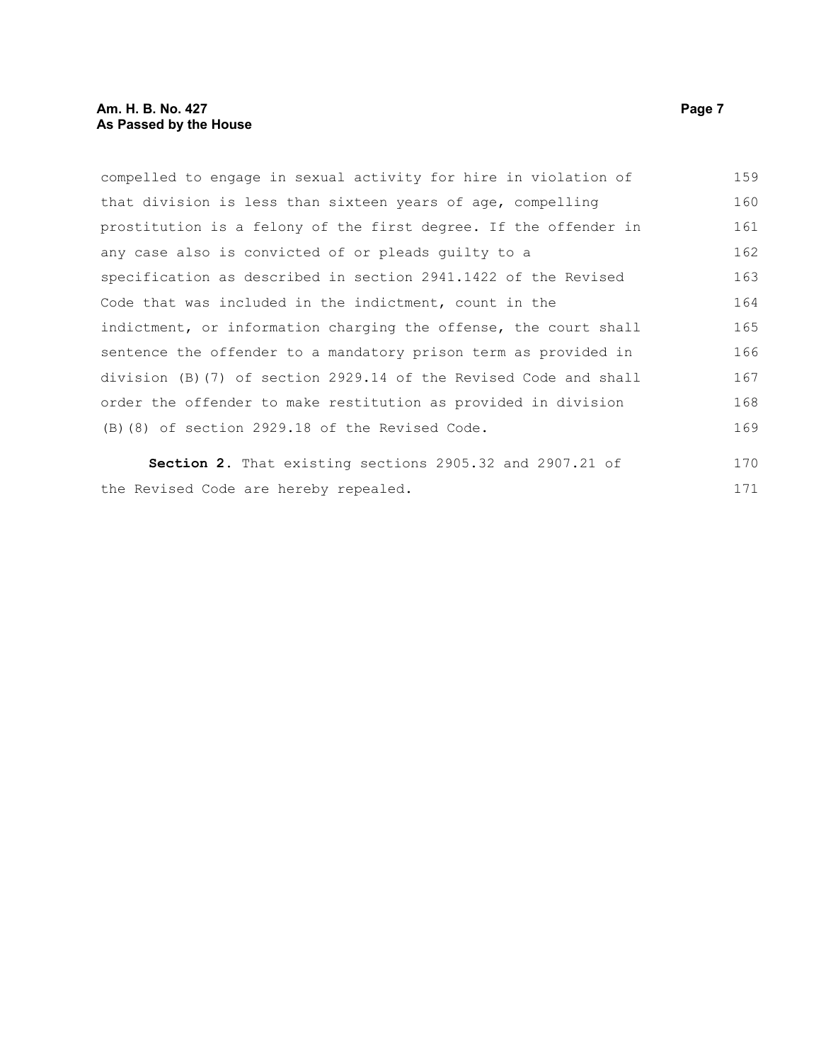compelled to engage in sexual activity for hire in violation of that division is less than sixteen years of age, compelling prostitution is a felony of the first degree. If the offender in any case also is convicted of or pleads guilty to a specification as described in section 2941.1422 of the Revised Code that was included in the indictment, count in the indictment, or information charging the offense, the court shall sentence the offender to a mandatory prison term as provided in division (B)(7) of section 2929.14 of the Revised Code and shall order the offender to make restitution as provided in division (B)(8) of section 2929.18 of the Revised Code.

**Section 2.** That existing sections 2905.32 and 2907.21 of the Revised Code are hereby repealed.